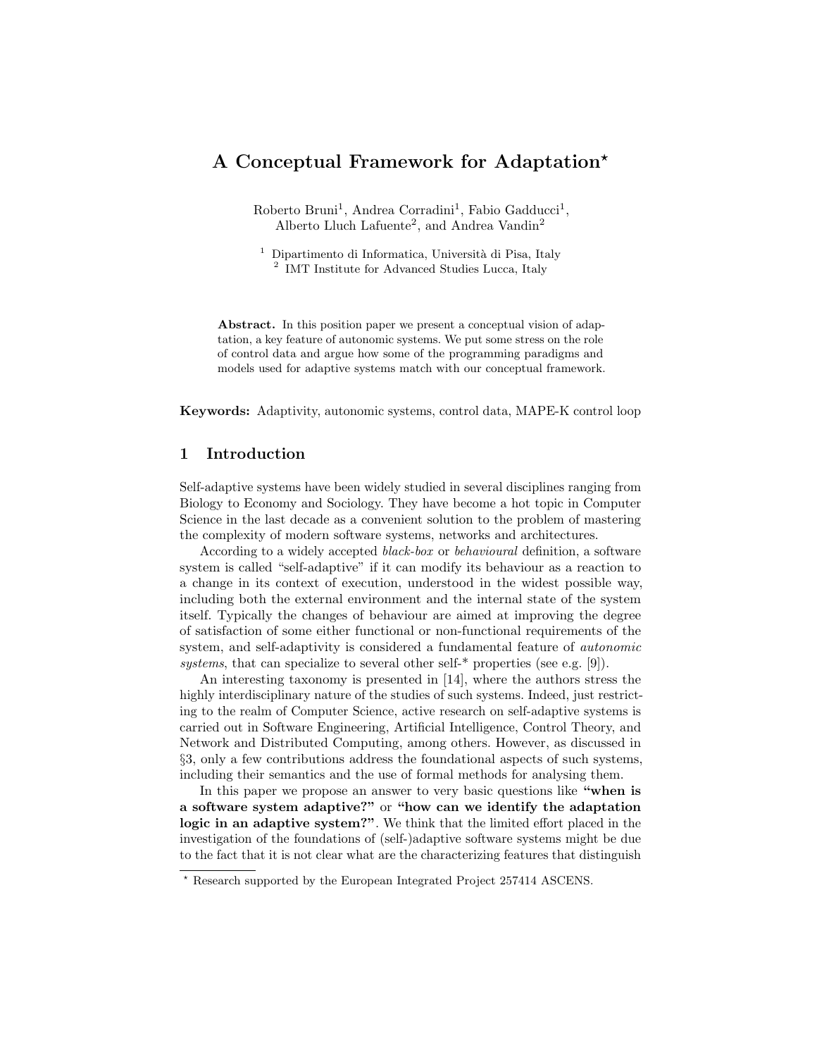# A Conceptual Framework for Adaptation*

Roberto Bruni[1], Andrea Corradini[1], Fabio Gadducci[1], Alberto Lluch Lafuente[2], and Andrea Vandin[2]

[1] Dipartimento di Informatica, Università di Pisa, Italy
[2] IMT Institute for Advanced Studies Lucca, Italy

**Abstract.** In this position paper we present a conceptual vision of adaptation, a key feature of autonomic systems. We put some stress on the role of control data and argue how some of the programming paradigms and models used for adaptive systems match with our conceptual framework.

**Keywords:** Adaptivity, autonomic systems, control data, MAPE-K control loop

## 1 Introduction

Self-adaptive systems have been widely studied in several disciplines ranging from Biology to Economy and Sociology. They have become a hot topic in Computer Science in the last decade as a convenient solution to the problem of mastering the complexity of modern software systems, networks and architectures.

According to a widely accepted *black-box* or *behavioural* definition, a software system is called "self-adaptive" if it can modify its behaviour as a reaction to a change in its context of execution, understood in the widest possible way, including both the external environment and the internal state of the system itself. Typically the changes of behaviour are aimed at improving the degree of satisfaction of some either functional or non-functional requirements of the system, and self-adaptivity is considered a fundamental feature of *autonomic systems*, that can specialize to several other self-* properties (see e.g. [9]).

An interesting taxonomy is presented in [14], where the authors stress the highly interdisciplinary nature of the studies of such systems. Indeed, just restricting to the realm of Computer Science, active research on self-adaptive systems is carried out in Software Engineering, Artificial Intelligence, Control Theory, and Network and Distributed Computing, among others. However, as discussed in §3, only a few contributions address the foundational aspects of such systems, including their semantics and the use of formal methods for analysing them.

In this paper we propose an answer to very basic questions like **"when is a software system adaptive?"** or **"how can we identify the adaptation logic in an adaptive system?"**. We think that the limited effort placed in the investigation of the foundations of (self-)adaptive software systems might be due to the fact that it is not clear what are the characterizing features that distinguish

* Research supported by the European Integrated Project 257414 ASCENS.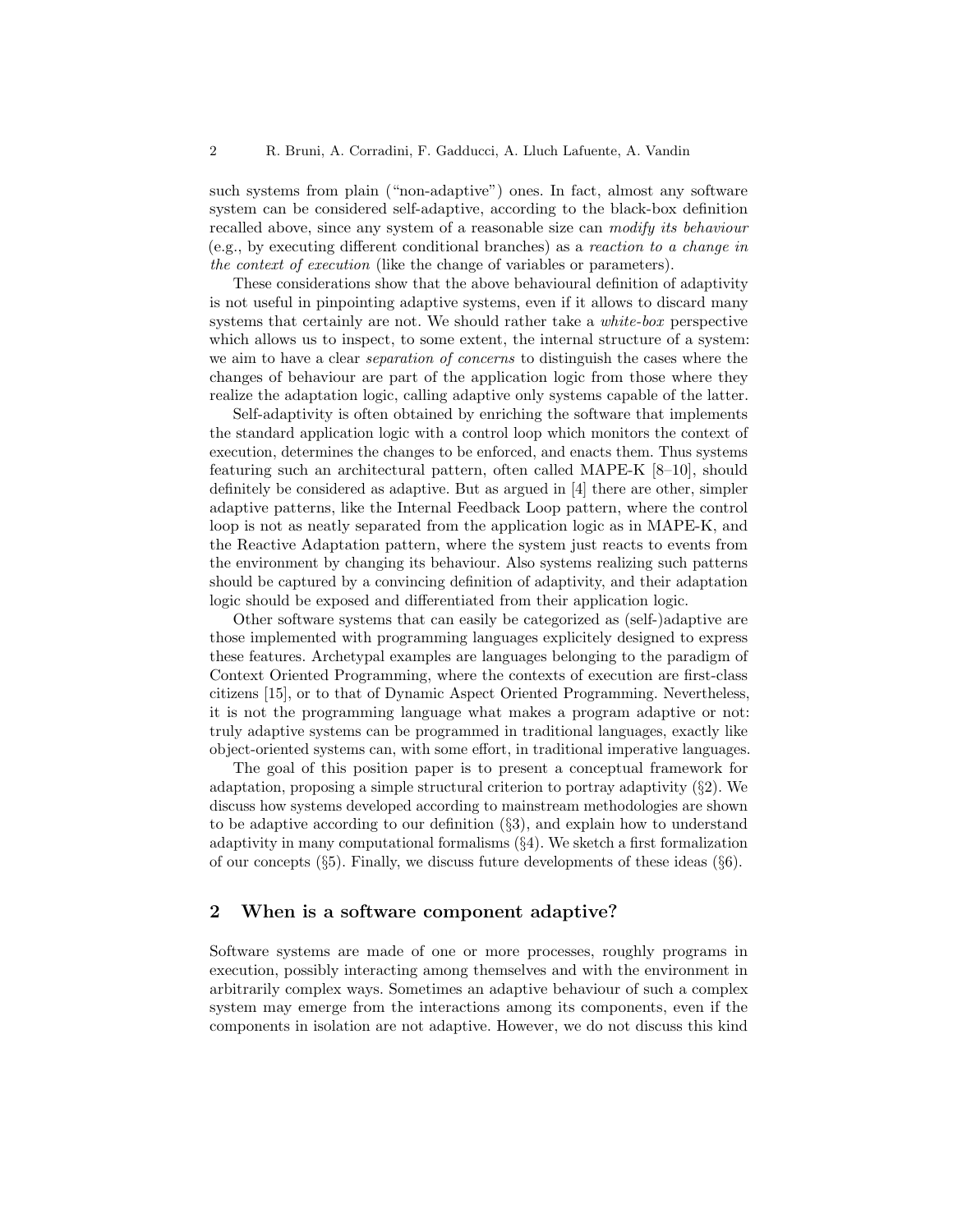such systems from plain ("non-adaptive") ones. In fact, almost any software system can be considered self-adaptive, according to the black-box definition recalled above, since any system of a reasonable size can *modify its behaviour* (e.g., by executing different conditional branches) as a *reaction to a change in the context of execution* (like the change of variables or parameters).

These considerations show that the above behavioural definition of adaptivity is not useful in pinpointing adaptive systems, even if it allows to discard many systems that certainly are not. We should rather take a *white-box* perspective which allows us to inspect, to some extent, the internal structure of a system: we aim to have a clear *separation of concerns* to distinguish the cases where the changes of behaviour are part of the application logic from those where they realize the adaptation logic, calling adaptive only systems capable of the latter.

Self-adaptivity is often obtained by enriching the software that implements the standard application logic with a control loop which monitors the context of execution, determines the changes to be enforced, and enacts them. Thus systems featuring such an architectural pattern, often called MAPE-K [8–10], should definitely be considered as adaptive. But as argued in [4] there are other, simpler adaptive patterns, like the Internal Feedback Loop pattern, where the control loop is not as neatly separated from the application logic as in MAPE-K, and the Reactive Adaptation pattern, where the system just reacts to events from the environment by changing its behaviour. Also systems realizing such patterns should be captured by a convincing definition of adaptivity, and their adaptation logic should be exposed and differentiated from their application logic.

Other software systems that can easily be categorized as (self-)adaptive are those implemented with programming languages explicitely designed to express these features. Archetypal examples are languages belonging to the paradigm of Context Oriented Programming, where the contexts of execution are first-class citizens [15], or to that of Dynamic Aspect Oriented Programming. Nevertheless, it is not the programming language what makes a program adaptive or not: truly adaptive systems can be programmed in traditional languages, exactly like object-oriented systems can, with some effort, in traditional imperative languages.

The goal of this position paper is to present a conceptual framework for adaptation, proposing a simple structural criterion to portray adaptivity (§2). We discuss how systems developed according to mainstream methodologies are shown to be adaptive according to our definition (§3), and explain how to understand adaptivity in many computational formalisms (§4). We sketch a first formalization of our concepts (§5). Finally, we discuss future developments of these ideas (§6).

## 2 When is a software component adaptive?

Software systems are made of one or more processes, roughly programs in execution, possibly interacting among themselves and with the environment in arbitrarily complex ways. Sometimes an adaptive behaviour of such a complex system may emerge from the interactions among its components, even if the components in isolation are not adaptive. However, we do not discuss this kind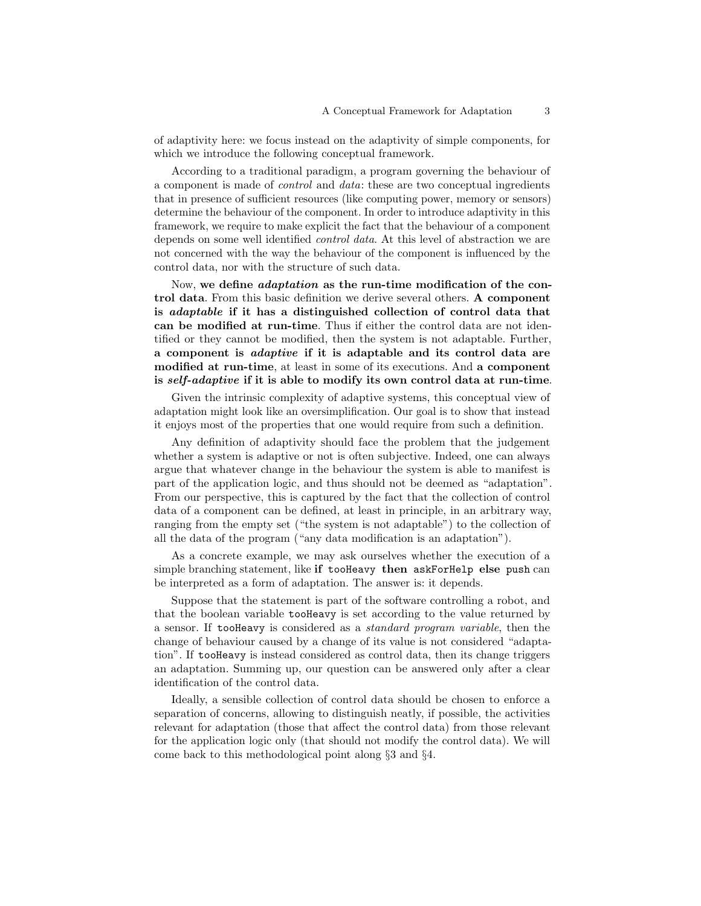of adaptivity here: we focus instead on the adaptivity of simple components, for which we introduce the following conceptual framework.

According to a traditional paradigm, a program governing the behaviour of a component is made of *control* and *data*: these are two conceptual ingredients that in presence of sufficient resources (like computing power, memory or sensors) determine the behaviour of the component. In order to introduce adaptivity in this framework, we require to make explicit the fact that the behaviour of a component depends on some well identified *control data*. At this level of abstraction we are not concerned with the way the behaviour of the component is influenced by the control data, nor with the structure of such data.

Now, **we define *adaptation* as the run-time modification of the control data**. From this basic definition we derive several others. **A component is *adaptable* if it has a distinguished collection of control data that can be modified at run-time**. Thus if either the control data are not identified or they cannot be modified, then the system is not adaptable. Further, **a component is *adaptive* if it is adaptable and its control data are modified at run-time**, at least in some of its executions. And **a component is *self-adaptive* if it is able to modify its own control data at run-time**.

Given the intrinsic complexity of adaptive systems, this conceptual view of adaptation might look like an oversimplification. Our goal is to show that instead it enjoys most of the properties that one would require from such a definition.

Any definition of adaptivity should face the problem that the judgement whether a system is adaptive or not is often subjective. Indeed, one can always argue that whatever change in the behaviour the system is able to manifest is part of the application logic, and thus should not be deemed as "adaptation". From our perspective, this is captured by the fact that the collection of control data of a component can be defined, at least in principle, in an arbitrary way, ranging from the empty set ("the system is not adaptable") to the collection of all the data of the program ("any data modification is an adaptation").

As a concrete example, we may ask ourselves whether the execution of a simple branching statement, like **if** `tooHeavy` **then** `askForHelp` **else** `push` can be interpreted as a form of adaptation. The answer is: it depends.

Suppose that the statement is part of the software controlling a robot, and that the boolean variable `tooHeavy` is set according to the value returned by a sensor. If `tooHeavy` is considered as a *standard program variable*, then the change of behaviour caused by a change of its value is not considered "adaptation". If `tooHeavy` is instead considered as control data, then its change triggers an adaptation. Summing up, our question can be answered only after a clear identification of the control data.

Ideally, a sensible collection of control data should be chosen to enforce a separation of concerns, allowing to distinguish neatly, if possible, the activities relevant for adaptation (those that affect the control data) from those relevant for the application logic only (that should not modify the control data). We will come back to this methodological point along §3 and §4.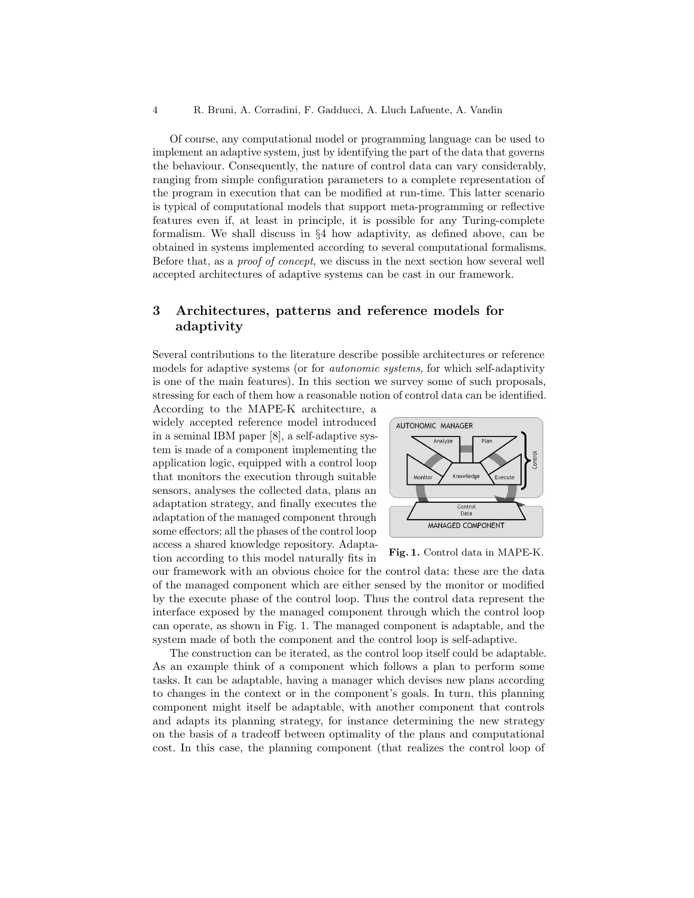Of course, any computational model or programming language can be used to implement an adaptive system, just by identifying the part of the data that governs the behaviour. Consequently, the nature of control data can vary considerably, ranging from simple configuration parameters to a complete representation of the program in execution that can be modified at run-time. This latter scenario is typical of computational models that support meta-programming or reflective features even if, at least in principle, it is possible for any Turing-complete formalism. We shall discuss in §4 how adaptivity, as defined above, can be obtained in systems implemented according to several computational formalisms. Before that, as a *proof of concept*, we discuss in the next section how several well accepted architectures of adaptive systems can be cast in our framework.

## 3 Architectures, patterns and reference models for adaptivity

Several contributions to the literature describe possible architectures or reference models for adaptive systems (or for *autonomic systems*, for which self-adaptivity is one of the main features). In this section we survey some of such proposals, stressing for each of them how a reasonable notion of control data can be identified. According to the MAPE-K architecture, a widely accepted reference model introduced in a seminal IBM paper [8], a self-adaptive system is made of a component implementing the application logic, equipped with a control loop that monitors the execution through suitable sensors, analyses the collected data, plans an adaptation strategy, and finally executes the adaptation of the managed component through some effectors; all the phases of the control loop access a shared knowledge repository. Adaptation according to this model naturally fits in our framework with an obvious choice for the control data: these are the data of the managed component which are either sensed by the monitor or modified by the execute phase of the control loop. Thus the control data represent the interface exposed by the managed component through which the control loop can operate, as shown in Fig. 1. The managed component is adaptable, and the system made of both the component and the control loop is self-adaptive.

AUTONOMIC MANAGER
Analyze
Plan
Monitor
Knowledge
Execute
Control
Control Data
MANAGED COMPONENT

**Fig. 1.** Control data in MAPE-K.

The construction can be iterated, as the control loop itself could be adaptable. As an example think of a component which follows a plan to perform some tasks. It can be adaptable, having a manager which devises new plans according to changes in the context or in the component's goals. In turn, this planning component might itself be adaptable, with another component that controls and adapts its planning strategy, for instance determining the new strategy on the basis of a tradeoff between optimality of the plans and computational cost. In this case, the planning component (that realizes the control loop of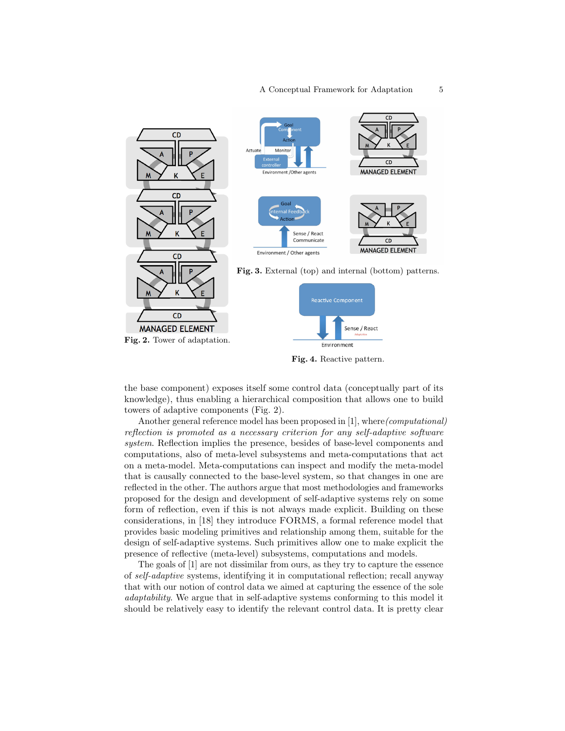Fig. 2. Tower of adaptation.

Fig. 3. External (top) and internal (bottom) patterns.

Fig. 4. Reactive pattern.

the base component) exposes itself some control data (conceptually part of its knowledge), thus enabling a hierarchical composition that allows one to build towers of adaptive components (Fig. 2).

Another general reference model has been proposed in [1], where *(computational) reflection is promoted as a necessary criterion for any self-adaptive software system*. Reflection implies the presence, besides of base-level components and computations, also of meta-level subsystems and meta-computations that act on a meta-model. Meta-computations can inspect and modify the meta-model that is causally connected to the base-level system, so that changes in one are reflected in the other. The authors argue that most methodologies and frameworks proposed for the design and development of self-adaptive systems rely on some form of reflection, even if this is not always made explicit. Building on these considerations, in [18] they introduce FORMS, a formal reference model that provides basic modeling primitives and relationship among them, suitable for the design of self-adaptive systems. Such primitives allow one to make explicit the presence of reflective (meta-level) subsystems, computations and models.

The goals of [1] are not dissimilar from ours, as they try to capture the essence of *self-adaptive* systems, identifying it in computational reflection; recall anyway that with our notion of control data we aimed at capturing the essence of the sole *adaptability*. We argue that in self-adaptive systems conforming to this model it should be relatively easy to identify the relevant control data. It is pretty clear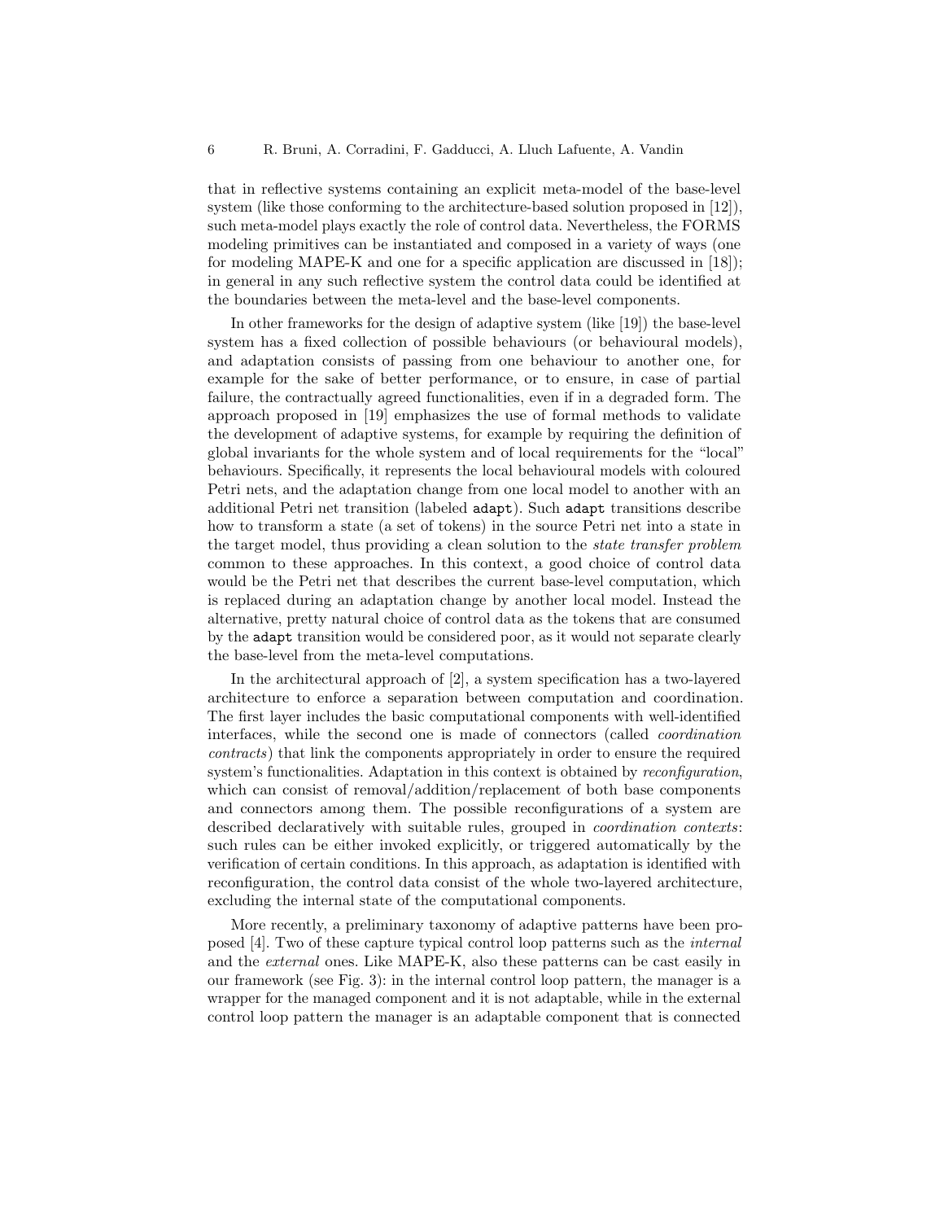that in reflective systems containing an explicit meta-model of the base-level system (like those conforming to the architecture-based solution proposed in [12]), such meta-model plays exactly the role of control data. Nevertheless, the FORMS modeling primitives can be instantiated and composed in a variety of ways (one for modeling MAPE-K and one for a specific application are discussed in [18]); in general in any such reflective system the control data could be identified at the boundaries between the meta-level and the base-level components.

In other frameworks for the design of adaptive system (like [19]) the base-level system has a fixed collection of possible behaviours (or behavioural models), and adaptation consists of passing from one behaviour to another one, for example for the sake of better performance, or to ensure, in case of partial failure, the contractually agreed functionalities, even if in a degraded form. The approach proposed in [19] emphasizes the use of formal methods to validate the development of adaptive systems, for example by requiring the definition of global invariants for the whole system and of local requirements for the "local" behaviours. Specifically, it represents the local behavioural models with coloured Petri nets, and the adaptation change from one local model to another with an additional Petri net transition (labeled `adapt`). Such `adapt` transitions describe how to transform a state (a set of tokens) in the source Petri net into a state in the target model, thus providing a clean solution to the *state transfer problem* common to these approaches. In this context, a good choice of control data would be the Petri net that describes the current base-level computation, which is replaced during an adaptation change by another local model. Instead the alternative, pretty natural choice of control data as the tokens that are consumed by the `adapt` transition would be considered poor, as it would not separate clearly the base-level from the meta-level computations.

In the architectural approach of [2], a system specification has a two-layered architecture to enforce a separation between computation and coordination. The first layer includes the basic computational components with well-identified interfaces, while the second one is made of connectors (called *coordination contracts*) that link the components appropriately in order to ensure the required system's functionalities. Adaptation in this context is obtained by *reconfiguration*, which can consist of removal/addition/replacement of both base components and connectors among them. The possible reconfigurations of a system are described declaratively with suitable rules, grouped in *coordination contexts*: such rules can be either invoked explicitly, or triggered automatically by the verification of certain conditions. In this approach, as adaptation is identified with reconfiguration, the control data consist of the whole two-layered architecture, excluding the internal state of the computational components.

More recently, a preliminary taxonomy of adaptive patterns have been proposed [4]. Two of these capture typical control loop patterns such as the *internal* and the *external* ones. Like MAPE-K, also these patterns can be cast easily in our framework (see Fig. 3): in the internal control loop pattern, the manager is a wrapper for the managed component and it is not adaptable, while in the external control loop pattern the manager is an adaptable component that is connected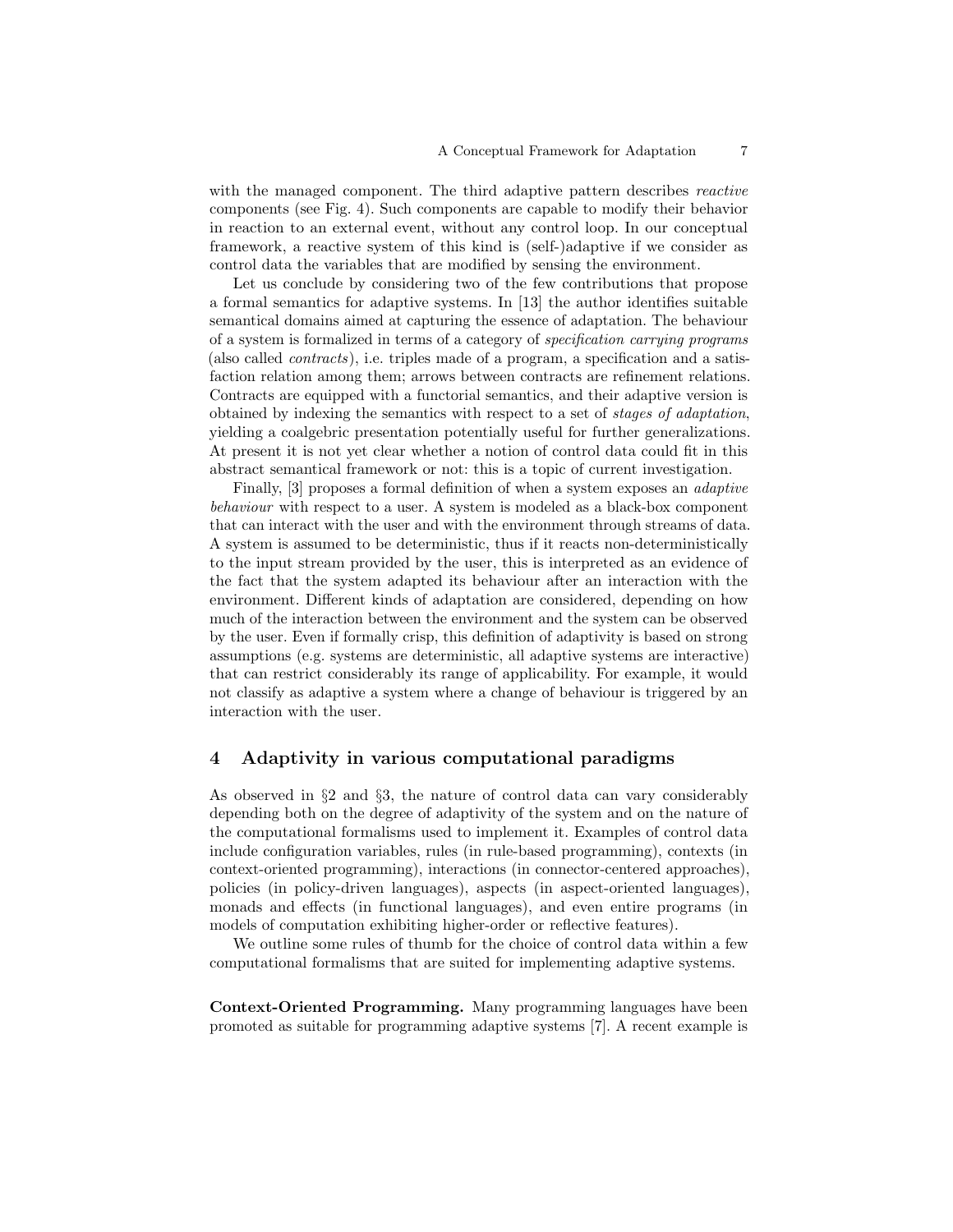with the managed component. The third adaptive pattern describes *reactive* components (see Fig. 4). Such components are capable to modify their behavior in reaction to an external event, without any control loop. In our conceptual framework, a reactive system of this kind is (self-)adaptive if we consider as control data the variables that are modified by sensing the environment.

Let us conclude by considering two of the few contributions that propose a formal semantics for adaptive systems. In [13] the author identifies suitable semantical domains aimed at capturing the essence of adaptation. The behaviour of a system is formalized in terms of a category of *specification carrying programs* (also called *contracts*), i.e. triples made of a program, a specification and a satisfaction relation among them; arrows between contracts are refinement relations. Contracts are equipped with a functorial semantics, and their adaptive version is obtained by indexing the semantics with respect to a set of *stages of adaptation*, yielding a coalgebric presentation potentially useful for further generalizations. At present it is not yet clear whether a notion of control data could fit in this abstract semantical framework or not: this is a topic of current investigation.

Finally, [3] proposes a formal definition of when a system exposes an *adaptive behaviour* with respect to a user. A system is modeled as a black-box component that can interact with the user and with the environment through streams of data. A system is assumed to be deterministic, thus if it reacts non-deterministically to the input stream provided by the user, this is interpreted as an evidence of the fact that the system adapted its behaviour after an interaction with the environment. Different kinds of adaptation are considered, depending on how much of the interaction between the environment and the system can be observed by the user. Even if formally crisp, this definition of adaptivity is based on strong assumptions (e.g. systems are deterministic, all adaptive systems are interactive) that can restrict considerably its range of applicability. For example, it would not classify as adaptive a system where a change of behaviour is triggered by an interaction with the user.

## 4 Adaptivity in various computational paradigms

As observed in §2 and §3, the nature of control data can vary considerably depending both on the degree of adaptivity of the system and on the nature of the computational formalisms used to implement it. Examples of control data include configuration variables, rules (in rule-based programming), contexts (in context-oriented programming), interactions (in connector-centered approaches), policies (in policy-driven languages), aspects (in aspect-oriented languages), monads and effects (in functional languages), and even entire programs (in models of computation exhibiting higher-order or reflective features).

We outline some rules of thumb for the choice of control data within a few computational formalisms that are suited for implementing adaptive systems.

**Context-Oriented Programming.** Many programming languages have been promoted as suitable for programming adaptive systems [7]. A recent example is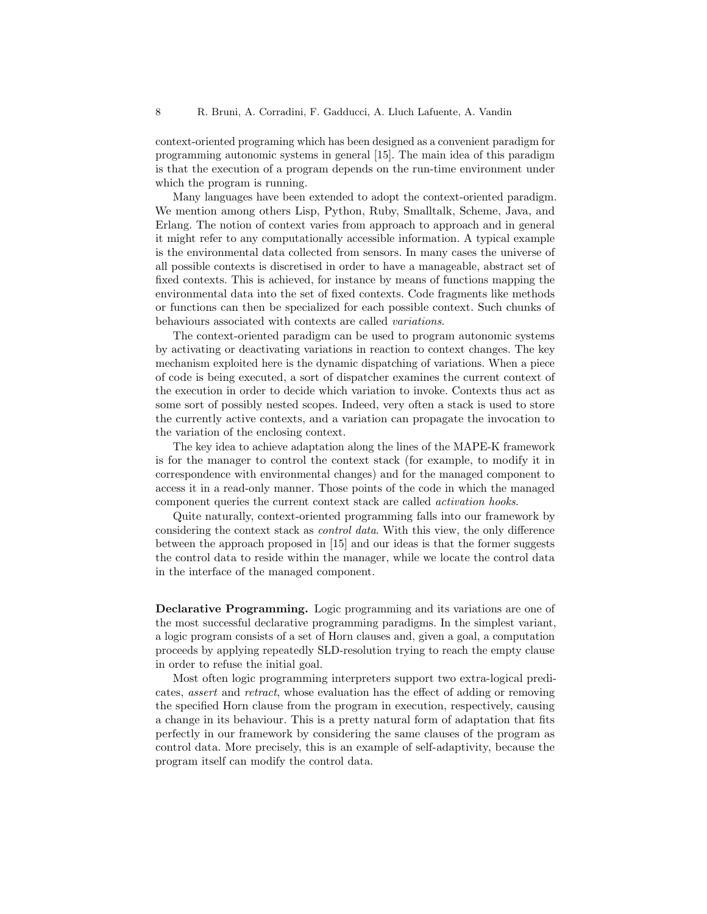context-oriented programing which has been designed as a convenient paradigm for programming autonomic systems in general [15]. The main idea of this paradigm is that the execution of a program depends on the run-time environment under which the program is running.

Many languages have been extended to adopt the context-oriented paradigm. We mention among others Lisp, Python, Ruby, Smalltalk, Scheme, Java, and Erlang. The notion of context varies from approach to approach and in general it might refer to any computationally accessible information. A typical example is the environmental data collected from sensors. In many cases the universe of all possible contexts is discretised in order to have a manageable, abstract set of fixed contexts. This is achieved, for instance by means of functions mapping the environmental data into the set of fixed contexts. Code fragments like methods or functions can then be specialized for each possible context. Such chunks of behaviours associated with contexts are called *variations*.

The context-oriented paradigm can be used to program autonomic systems by activating or deactivating variations in reaction to context changes. The key mechanism exploited here is the dynamic dispatching of variations. When a piece of code is being executed, a sort of dispatcher examines the current context of the execution in order to decide which variation to invoke. Contexts thus act as some sort of possibly nested scopes. Indeed, very often a stack is used to store the currently active contexts, and a variation can propagate the invocation to the variation of the enclosing context.

The key idea to achieve adaptation along the lines of the MAPE-K framework is for the manager to control the context stack (for example, to modify it in correspondence with environmental changes) and for the managed component to access it in a read-only manner. Those points of the code in which the managed component queries the current context stack are called *activation hooks*.

Quite naturally, context-oriented programming falls into our framework by considering the context stack as *control data*. With this view, the only difference between the approach proposed in [15] and our ideas is that the former suggests the control data to reside within the manager, while we locate the control data in the interface of the managed component.

**Declarative Programming.** Logic programming and its variations are one of the most successful declarative programming paradigms. In the simplest variant, a logic program consists of a set of Horn clauses and, given a goal, a computation proceeds by applying repeatedly SLD-resolution trying to reach the empty clause in order to refuse the initial goal.

Most often logic programming interpreters support two extra-logical predicates, *assert* and *retract*, whose evaluation has the effect of adding or removing the specified Horn clause from the program in execution, respectively, causing a change in its behaviour. This is a pretty natural form of adaptation that fits perfectly in our framework by considering the same clauses of the program as control data. More precisely, this is an example of self-adaptivity, because the program itself can modify the control data.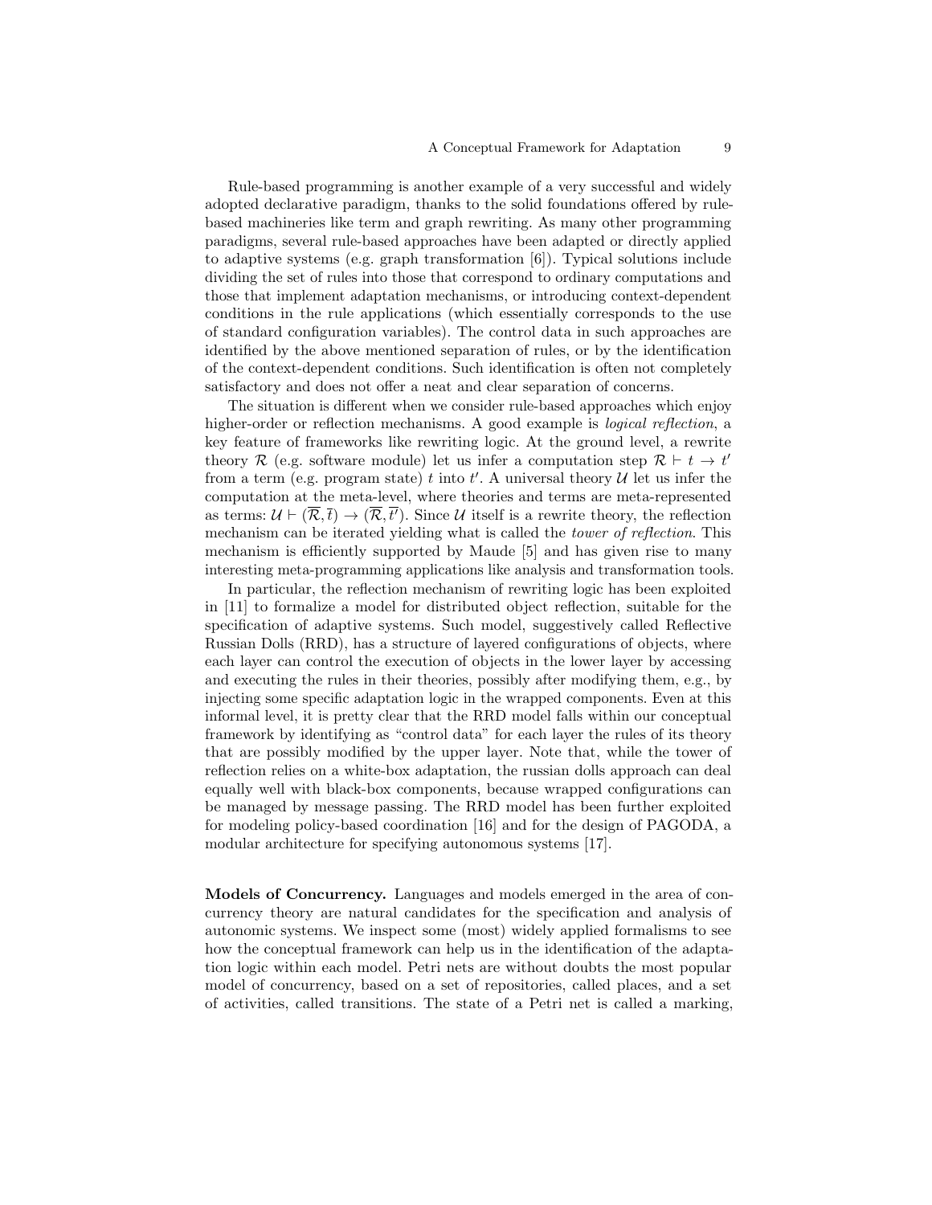Rule-based programming is another example of a very successful and widely adopted declarative paradigm, thanks to the solid foundations offered by rule-based machineries like term and graph rewriting. As many other programming paradigms, several rule-based approaches have been adapted or directly applied to adaptive systems (e.g. graph transformation [6]). Typical solutions include dividing the set of rules into those that correspond to ordinary computations and those that implement adaptation mechanisms, or introducing context-dependent conditions in the rule applications (which essentially corresponds to the use of standard configuration variables). The control data in such approaches are identified by the above mentioned separation of rules, or by the identification of the context-dependent conditions. Such identification is often not completely satisfactory and does not offer a neat and clear separation of concerns.

The situation is different when we consider rule-based approaches which enjoy higher-order or reflection mechanisms. A good example is *logical reflection*, a key feature of frameworks like rewriting logic. At the ground level, a rewrite theory $\mathcal{R}$ (e.g. software module) let us infer a computation step $\mathcal{R} \vdash t \to t'$ from a term (e.g. program state) $t$ into $t'$. A universal theory $\mathcal{U}$ let us infer the computation at the meta-level, where theories and terms are meta-represented as terms: $\mathcal{U} \vdash (\overline{\mathcal{R}}, \overline{t}) \to (\overline{\mathcal{R}}, \overline{t'})$. Since $\mathcal{U}$ itself is a rewrite theory, the reflection mechanism can be iterated yielding what is called the *tower of reflection*. This mechanism is efficiently supported by Maude [5] and has given rise to many interesting meta-programming applications like analysis and transformation tools.

In particular, the reflection mechanism of rewriting logic has been exploited in [11] to formalize a model for distributed object reflection, suitable for the specification of adaptive systems. Such model, suggestively called Reflective Russian Dolls (RRD), has a structure of layered configurations of objects, where each layer can control the execution of objects in the lower layer by accessing and executing the rules in their theories, possibly after modifying them, e.g., by injecting some specific adaptation logic in the wrapped components. Even at this informal level, it is pretty clear that the RRD model falls within our conceptual framework by identifying as "control data" for each layer the rules of its theory that are possibly modified by the upper layer. Note that, while the tower of reflection relies on a white-box adaptation, the russian dolls approach can deal equally well with black-box components, because wrapped configurations can be managed by message passing. The RRD model has been further exploited for modeling policy-based coordination [16] and for the design of PAGODA, a modular architecture for specifying autonomous systems [17].

**Models of Concurrency.** Languages and models emerged in the area of concurrency theory are natural candidates for the specification and analysis of autonomic systems. We inspect some (most) widely applied formalisms to see how the conceptual framework can help us in the identification of the adaptation logic within each model. Petri nets are without doubts the most popular model of concurrency, based on a set of repositories, called places, and a set of activities, called transitions. The state of a Petri net is called a marking,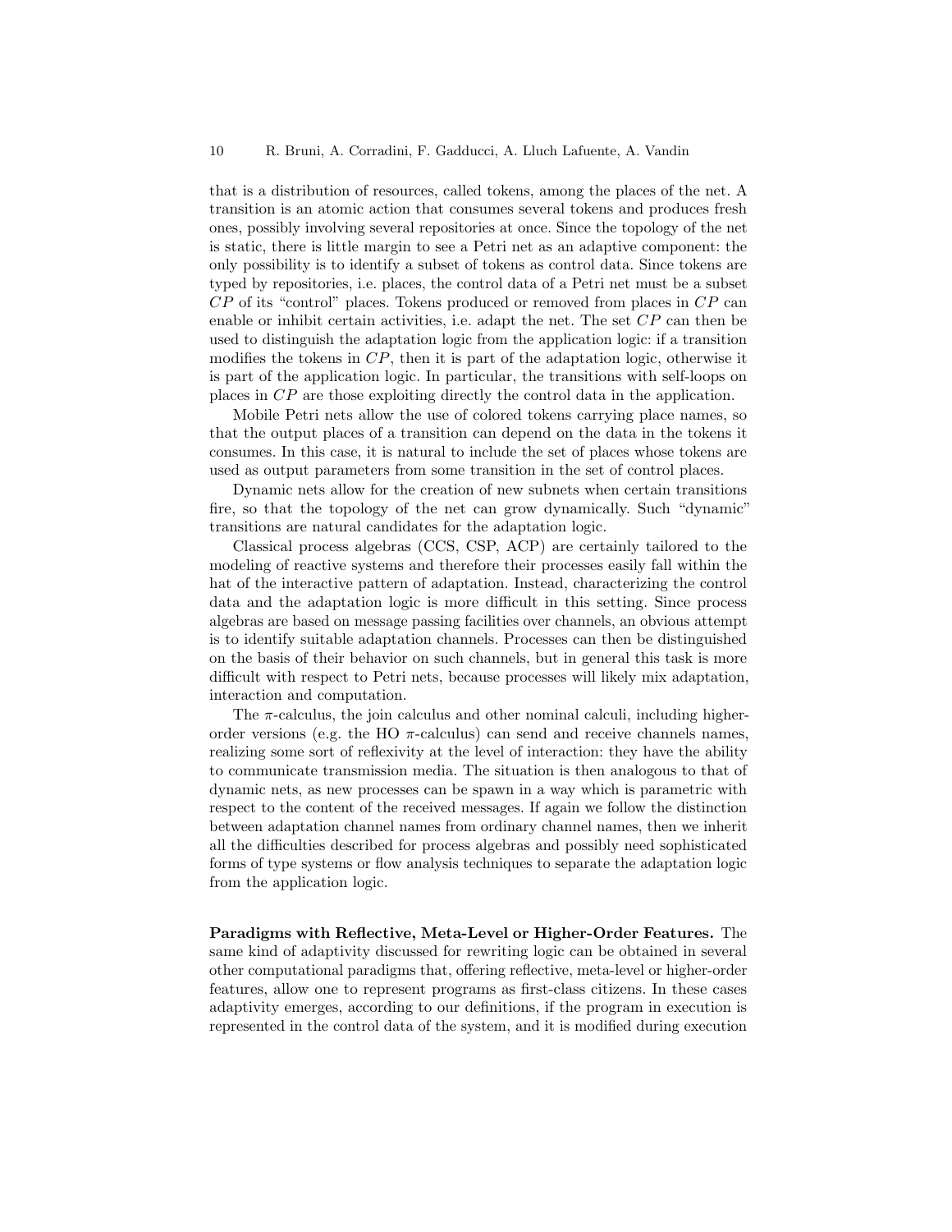that is a distribution of resources, called tokens, among the places of the net. A transition is an atomic action that consumes several tokens and produces fresh ones, possibly involving several repositories at once. Since the topology of the net is static, there is little margin to see a Petri net as an adaptive component: the only possibility is to identify a subset of tokens as control data. Since tokens are typed by repositories, i.e. places, the control data of a Petri net must be a subset $CP$ of its "control" places. Tokens produced or removed from places in $CP$ can enable or inhibit certain activities, i.e. adapt the net. The set $CP$ can then be used to distinguish the adaptation logic from the application logic: if a transition modifies the tokens in $CP$, then it is part of the adaptation logic, otherwise it is part of the application logic. In particular, the transitions with self-loops on places in $CP$ are those exploiting directly the control data in the application.

Mobile Petri nets allow the use of colored tokens carrying place names, so that the output places of a transition can depend on the data in the tokens it consumes. In this case, it is natural to include the set of places whose tokens are used as output parameters from some transition in the set of control places.

Dynamic nets allow for the creation of new subnets when certain transitions fire, so that the topology of the net can grow dynamically. Such "dynamic" transitions are natural candidates for the adaptation logic.

Classical process algebras (CCS, CSP, ACP) are certainly tailored to the modeling of reactive systems and therefore their processes easily fall within the hat of the interactive pattern of adaptation. Instead, characterizing the control data and the adaptation logic is more difficult in this setting. Since process algebras are based on message passing facilities over channels, an obvious attempt is to identify suitable adaptation channels. Processes can then be distinguished on the basis of their behavior on such channels, but in general this task is more difficult with respect to Petri nets, because processes will likely mix adaptation, interaction and computation.

The $\pi$-calculus, the join calculus and other nominal calculi, including higher-order versions (e.g. the HO $\pi$-calculus) can send and receive channels names, realizing some sort of reflexivity at the level of interaction: they have the ability to communicate transmission media. The situation is then analogous to that of dynamic nets, as new processes can be spawn in a way which is parametric with respect to the content of the received messages. If again we follow the distinction between adaptation channel names from ordinary channel names, then we inherit all the difficulties described for process algebras and possibly need sophisticated forms of type systems or flow analysis techniques to separate the adaptation logic from the application logic.

**Paradigms with Reflective, Meta-Level or Higher-Order Features.** The same kind of adaptivity discussed for rewriting logic can be obtained in several other computational paradigms that, offering reflective, meta-level or higher-order features, allow one to represent programs as first-class citizens. In these cases adaptivity emerges, according to our definitions, if the program in execution is represented in the control data of the system, and it is modified during execution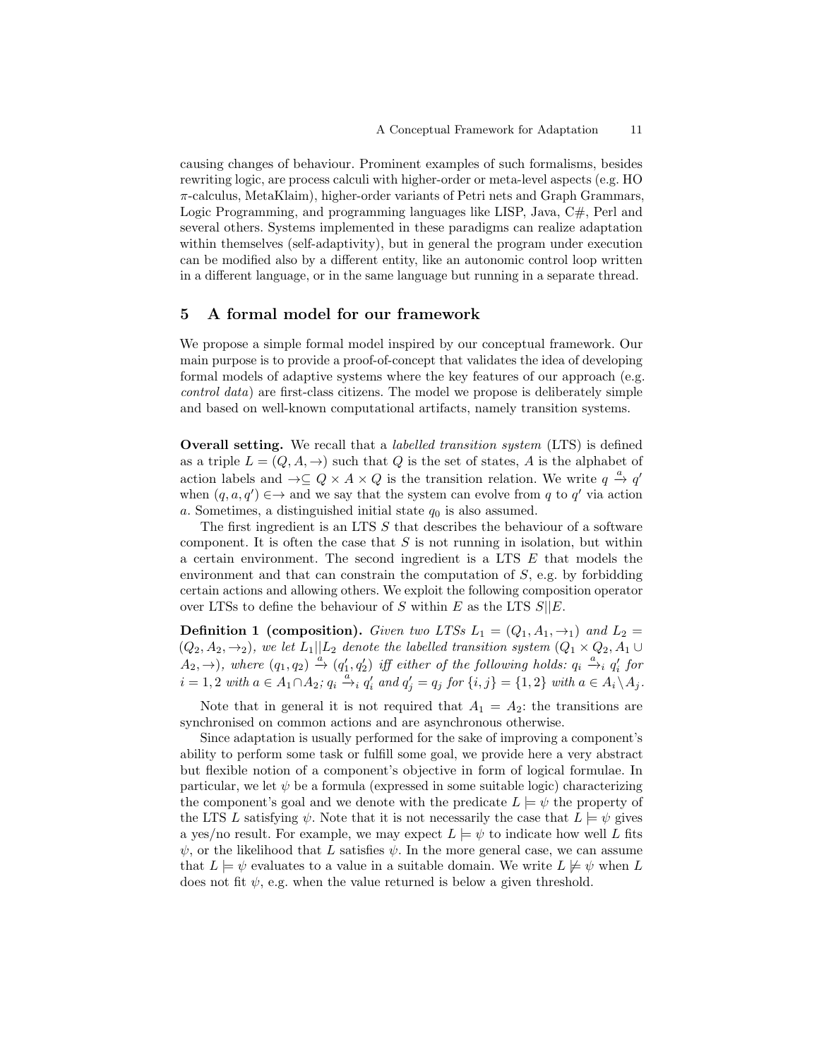causing changes of behaviour. Prominent examples of such formalisms, besides rewriting logic, are process calculi with higher-order or meta-level aspects (e.g. HO $\pi$-calculus, MetaKlaim), higher-order variants of Petri nets and Graph Grammars, Logic Programming, and programming languages like LISP, Java, C#, Perl and several others. Systems implemented in these paradigms can realize adaptation within themselves (self-adaptivity), but in general the program under execution can be modified also by a different entity, like an autonomic control loop written in a different language, or in the same language but running in a separate thread.

## 5 A formal model for our framework

We propose a simple formal model inspired by our conceptual framework. Our main purpose is to provide a proof-of-concept that validates the idea of developing formal models of adaptive systems where the key features of our approach (e.g. *control data*) are first-class citizens. The model we propose is deliberately simple and based on well-known computational artifacts, namely transition systems.

**Overall setting.** We recall that a *labelled transition system* (LTS) is defined as a triple $L = (Q, A, \rightarrow)$ such that $Q$ is the set of states, $A$ is the alphabet of action labels and $\rightarrow \subseteq Q \times A \times Q$ is the transition relation. We write $q \xrightarrow{a} q'$ when $(q, a, q') \in \rightarrow$ and we say that the system can evolve from $q$ to $q'$ via action $a$. Sometimes, a distinguished initial state $q_0$ is also assumed.

The first ingredient is an LTS $S$ that describes the behaviour of a software component. It is often the case that $S$ is not running in isolation, but within a certain environment. The second ingredient is a LTS $E$ that models the environment and that can constrain the computation of $S$, e.g. by forbidding certain actions and allowing others. We exploit the following composition operator over LTSs to define the behaviour of $S$ within $E$ as the LTS $S||E$.

**Definition 1 (composition).** *Given two LTSs $L_1 = (Q_1, A_1, \rightarrow_1)$ and $L_2 = (Q_2, A_2, \rightarrow_2)$, we let $L_1||L_2$ denote the labelled transition system $(Q_1 \times Q_2, A_1 \cup A_2, \rightarrow)$, where $(q_1, q_2) \xrightarrow{a} (q_1', q_2')$ iff either of the following holds: $q_i \xrightarrow{a}_i q_i'$ for $i = 1, 2$ with $a \in A_1 \cap A_2$; $q_i \xrightarrow{a}_i q_i'$ and $q_j' = q_j$ for $\{i, j\} = \{1, 2\}$ with $a \in A_i \setminus A_j$.*

Note that in general it is not required that $A_1 = A_2$: the transitions are synchronised on common actions and are asynchronous otherwise.

Since adaptation is usually performed for the sake of improving a component's ability to perform some task or fulfill some goal, we provide here a very abstract but flexible notion of a component's objective in form of logical formulae. In particular, we let $\psi$ be a formula (expressed in some suitable logic) characterizing the component's goal and we denote with the predicate $L \models \psi$ the property of the LTS $L$ satisfying $\psi$. Note that it is not necessarily the case that $L \models \psi$ gives a yes/no result. For example, we may expect $L \models \psi$ to indicate how well $L$ fits $\psi$, or the likelihood that $L$ satisfies $\psi$. In the more general case, we can assume that $L \models \psi$ evaluates to a value in a suitable domain. We write $L \not\models \psi$ when $L$ does not fit $\psi$, e.g. when the value returned is below a given threshold.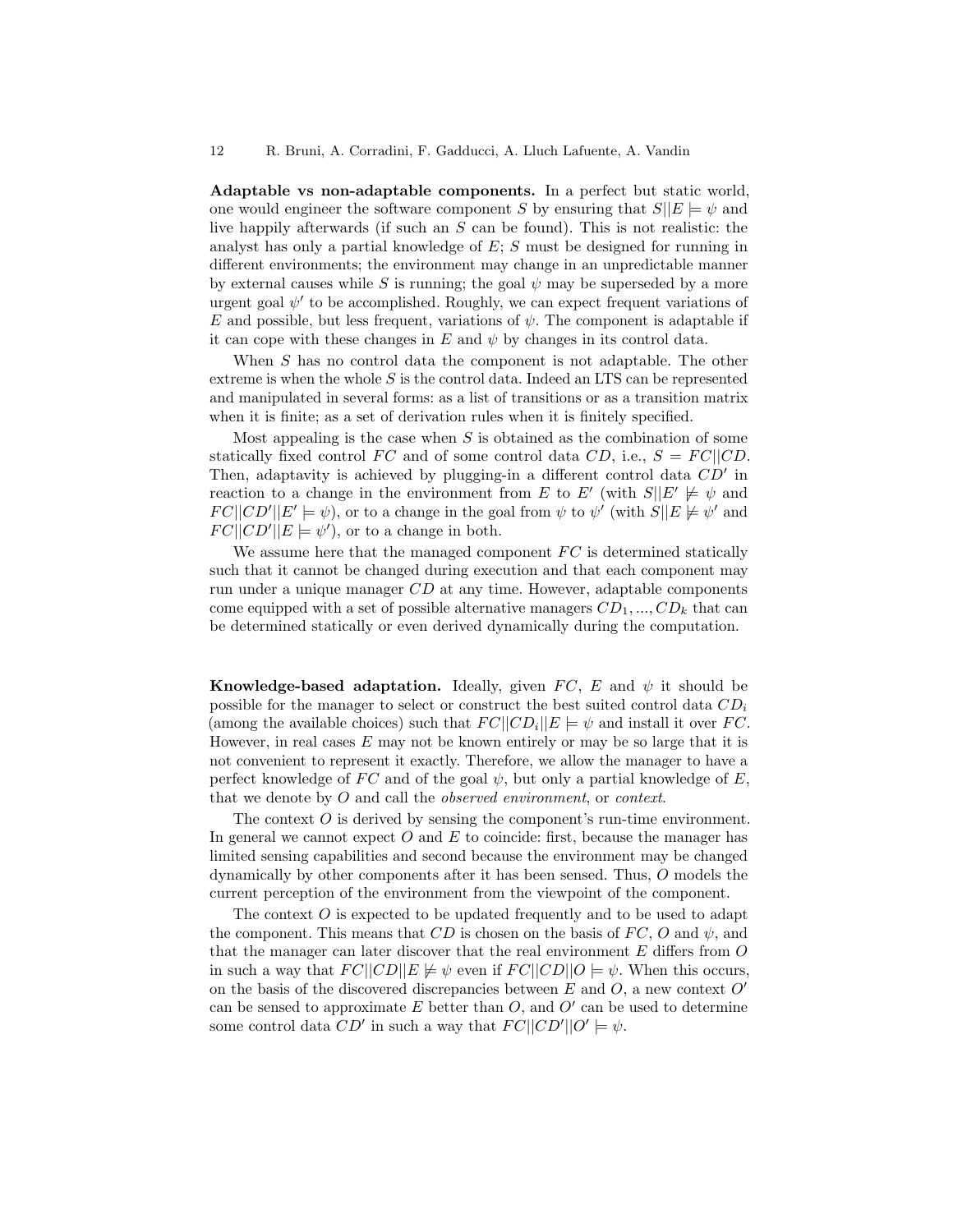**Adaptable vs non-adaptable components.** In a perfect but static world, one would engineer the software component $S$ by ensuring that $S||E \models \psi$ and live happily afterwards (if such an $S$ can be found). This is not realistic: the analyst has only a partial knowledge of $E$; $S$ must be designed for running in different environments; the environment may change in an unpredictable manner by external causes while $S$ is running; the goal $\psi$ may be superseded by a more urgent goal $\psi'$ to be accomplished. Roughly, we can expect frequent variations of $E$ and possible, but less frequent, variations of $\psi$. The component is adaptable if it can cope with these changes in $E$ and $\psi$ by changes in its control data.

When $S$ has no control data the component is not adaptable. The other extreme is when the whole $S$ is the control data. Indeed an LTS can be represented and manipulated in several forms: as a list of transitions or as a transition matrix when it is finite; as a set of derivation rules when it is finitely specified.

Most appealing is the case when $S$ is obtained as the combination of some statically fixed control $FC$ and of some control data $CD$, i.e., $S = FC||CD$. Then, adaptavity is achieved by plugging-in a different control data $CD'$ in reaction to a change in the environment from $E$ to $E'$ (with $S||E' \not\models \psi$ and $FC||CD'||E' \models \psi$), or to a change in the goal from $\psi$ to $\psi'$ (with $S||E \not\models \psi'$ and $FC||CD'||E \models \psi'$), or to a change in both.

We assume here that the managed component $FC$ is determined statically such that it cannot be changed during execution and that each component may run under a unique manager $CD$ at any time. However, adaptable components come equipped with a set of possible alternative managers $CD_1, ..., CD_k$ that can be determined statically or even derived dynamically during the computation.

**Knowledge-based adaptation.** Ideally, given $FC$, $E$ and $\psi$ it should be possible for the manager to select or construct the best suited control data $CD_i$ (among the available choices) such that $FC||CD_i||E \models \psi$ and install it over $FC$. However, in real cases $E$ may not be known entirely or may be so large that it is not convenient to represent it exactly. Therefore, we allow the manager to have a perfect knowledge of $FC$ and of the goal $\psi$, but only a partial knowledge of $E$, that we denote by $O$ and call the *observed environment*, or *context*.

The context $O$ is derived by sensing the component's run-time environment. In general we cannot expect $O$ and $E$ to coincide: first, because the manager has limited sensing capabilities and second because the environment may be changed dynamically by other components after it has been sensed. Thus, $O$ models the current perception of the environment from the viewpoint of the component.

The context $O$ is expected to be updated frequently and to be used to adapt the component. This means that $CD$ is chosen on the basis of $FC$, $O$ and $\psi$, and that the manager can later discover that the real environment $E$ differs from $O$ in such a way that $FC||CD||E \not\models \psi$ even if $FC||CD||O \models \psi$. When this occurs, on the basis of the discovered discrepancies between $E$ and $O$, a new context $O'$ can be sensed to approximate $E$ better than $O$, and $O'$ can be used to determine some control data $CD'$ in such a way that $FC||CD'||O' \models \psi$.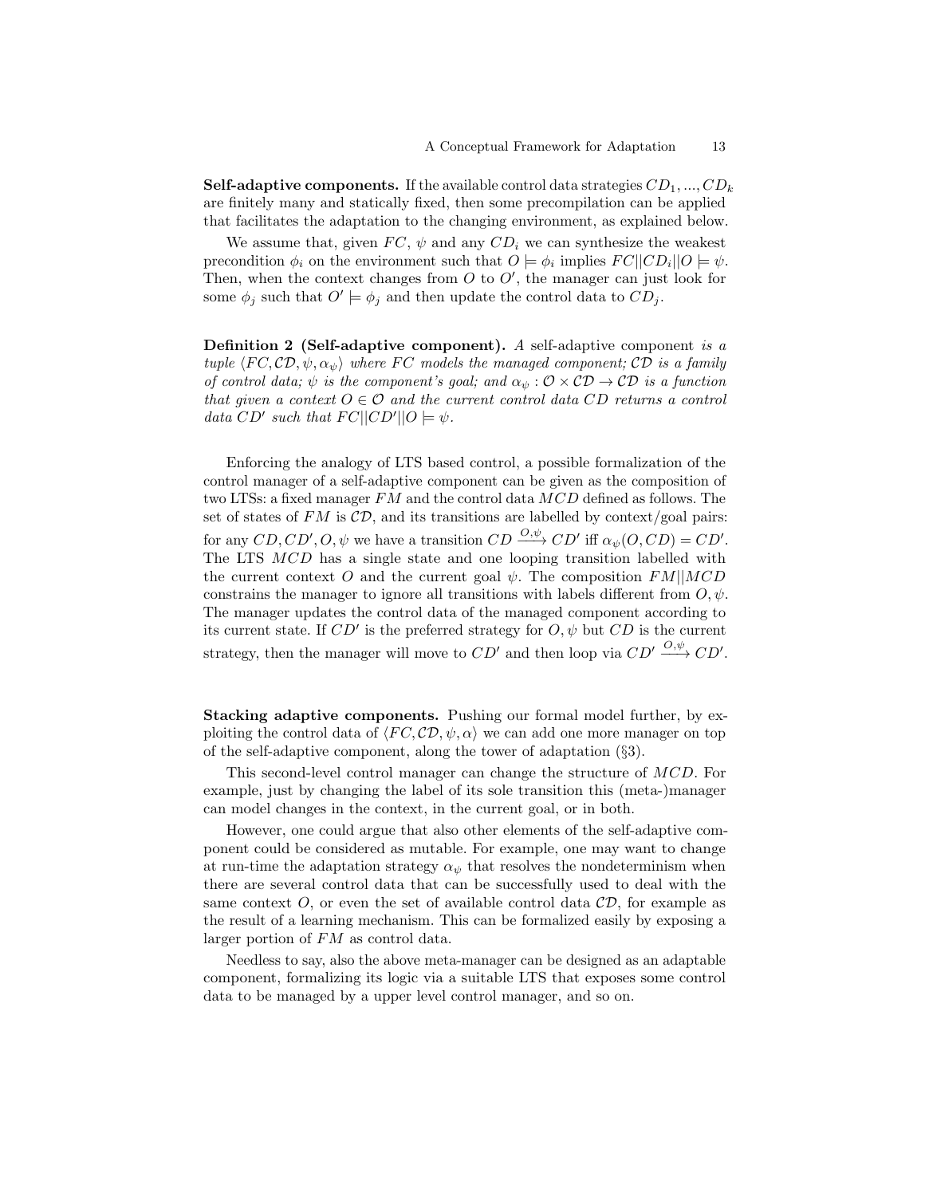**Self-adaptive components.** If the available control data strategies $CD_1, ..., CD_k$ are finitely many and statically fixed, then some precompilation can be applied that facilitates the adaptation to the changing environment, as explained below.

We assume that, given $FC$, $\psi$ and any $CD_i$ we can synthesize the weakest precondition $\phi_i$ on the environment such that $O \models \phi_i$ implies $FC||CD_i||O \models \psi$. Then, when the context changes from $O$ to $O'$, the manager can just look for some $\phi_j$ such that $O' \models \phi_j$ and then update the control data to $CD_j$.

**Definition 2 (Self-adaptive component).** *A* self-adaptive component *is a tuple $\langle FC, \mathcal{CD}, \psi, \alpha_\psi \rangle$ where $FC$ models the managed component; $\mathcal{CD}$ is a family of control data; $\psi$ is the component's goal; and $\alpha_\psi : \mathcal{O} \times \mathcal{CD} \rightarrow \mathcal{CD}$ is a function that given a context $O \in \mathcal{O}$ and the current control data $CD$ returns a control data $CD'$ such that $FC||CD'||O \models \psi$.*

Enforcing the analogy of LTS based control, a possible formalization of the control manager of a self-adaptive component can be given as the composition of two LTSs: a fixed manager $FM$ and the control data $MCD$ defined as follows. The set of states of $FM$ is $\mathcal{CD}$, and its transitions are labelled by context/goal pairs: for any $CD, CD', O, \psi$ we have a transition $CD \xrightarrow{O,\psi} CD'$ iff $\alpha_\psi(O, CD) = CD'$. The LTS $MCD$ has a single state and one looping transition labelled with the current context $O$ and the current goal $\psi$. The composition $FM||MCD$ constrains the manager to ignore all transitions with labels different from $O, \psi$. The manager updates the control data of the managed component according to its current state. If $CD'$ is the preferred strategy for $O, \psi$ but $CD$ is the current strategy, then the manager will move to $CD'$ and then loop via $CD' \xrightarrow{O,\psi} CD'$.

**Stacking adaptive components.** Pushing our formal model further, by exploiting the control data of $\langle FC, \mathcal{CD}, \psi, \alpha \rangle$ we can add one more manager on top of the self-adaptive component, along the tower of adaptation (§3).

This second-level control manager can change the structure of $MCD$. For example, just by changing the label of its sole transition this (meta-)manager can model changes in the context, in the current goal, or in both.

However, one could argue that also other elements of the self-adaptive component could be considered as mutable. For example, one may want to change at run-time the adaptation strategy $\alpha_\psi$ that resolves the nondeterminism when there are several control data that can be successfully used to deal with the same context $O$, or even the set of available control data $\mathcal{CD}$, for example as the result of a learning mechanism. This can be formalized easily by exposing a larger portion of $FM$ as control data.

Needless to say, also the above meta-manager can be designed as an adaptable component, formalizing its logic via a suitable LTS that exposes some control data to be managed by a upper level control manager, and so on.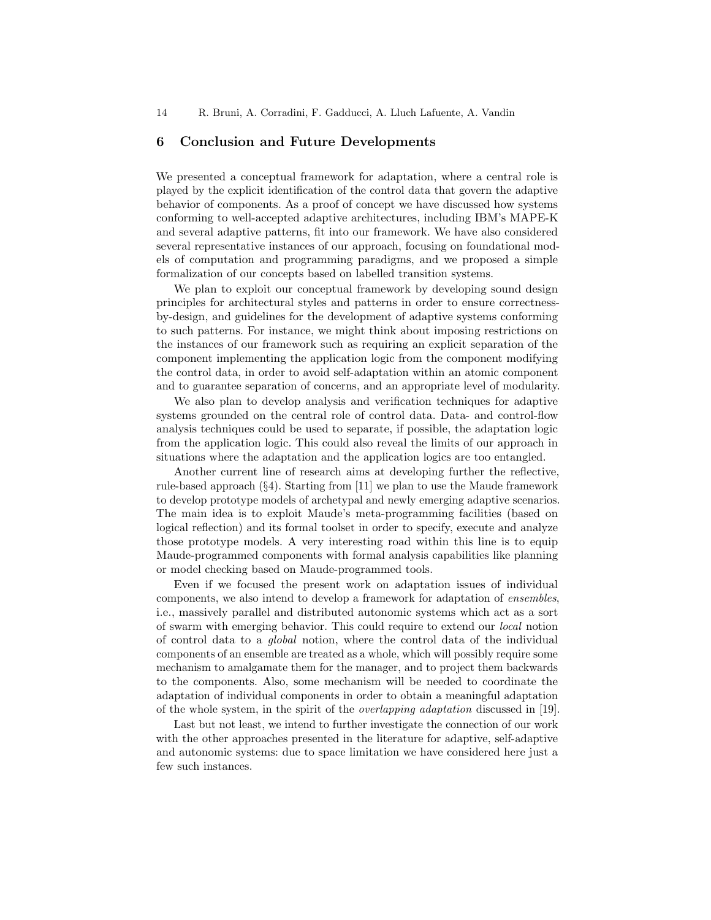## 6 Conclusion and Future Developments

We presented a conceptual framework for adaptation, where a central role is played by the explicit identification of the control data that govern the adaptive behavior of components. As a proof of concept we have discussed how systems conforming to well-accepted adaptive architectures, including IBM's MAPE-K and several adaptive patterns, fit into our framework. We have also considered several representative instances of our approach, focusing on foundational models of computation and programming paradigms, and we proposed a simple formalization of our concepts based on labelled transition systems.

We plan to exploit our conceptual framework by developing sound design principles for architectural styles and patterns in order to ensure correctness-by-design, and guidelines for the development of adaptive systems conforming to such patterns. For instance, we might think about imposing restrictions on the instances of our framework such as requiring an explicit separation of the component implementing the application logic from the component modifying the control data, in order to avoid self-adaptation within an atomic component and to guarantee separation of concerns, and an appropriate level of modularity.

We also plan to develop analysis and verification techniques for adaptive systems grounded on the central role of control data. Data- and control-flow analysis techniques could be used to separate, if possible, the adaptation logic from the application logic. This could also reveal the limits of our approach in situations where the adaptation and the application logics are too entangled.

Another current line of research aims at developing further the reflective, rule-based approach (§4). Starting from [11] we plan to use the Maude framework to develop prototype models of archetypal and newly emerging adaptive scenarios. The main idea is to exploit Maude's meta-programming facilities (based on logical reflection) and its formal toolset in order to specify, execute and analyze those prototype models. A very interesting road within this line is to equip Maude-programmed components with formal analysis capabilities like planning or model checking based on Maude-programmed tools.

Even if we focused the present work on adaptation issues of individual components, we also intend to develop a framework for adaptation of *ensembles*, i.e., massively parallel and distributed autonomic systems which act as a sort of swarm with emerging behavior. This could require to extend our *local* notion of control data to a *global* notion, where the control data of the individual components of an ensemble are treated as a whole, which will possibly require some mechanism to amalgamate them for the manager, and to project them backwards to the components. Also, some mechanism will be needed to coordinate the adaptation of individual components in order to obtain a meaningful adaptation of the whole system, in the spirit of the *overlapping adaptation* discussed in [19].

Last but not least, we intend to further investigate the connection of our work with the other approaches presented in the literature for adaptive, self-adaptive and autonomic systems: due to space limitation we have considered here just a few such instances.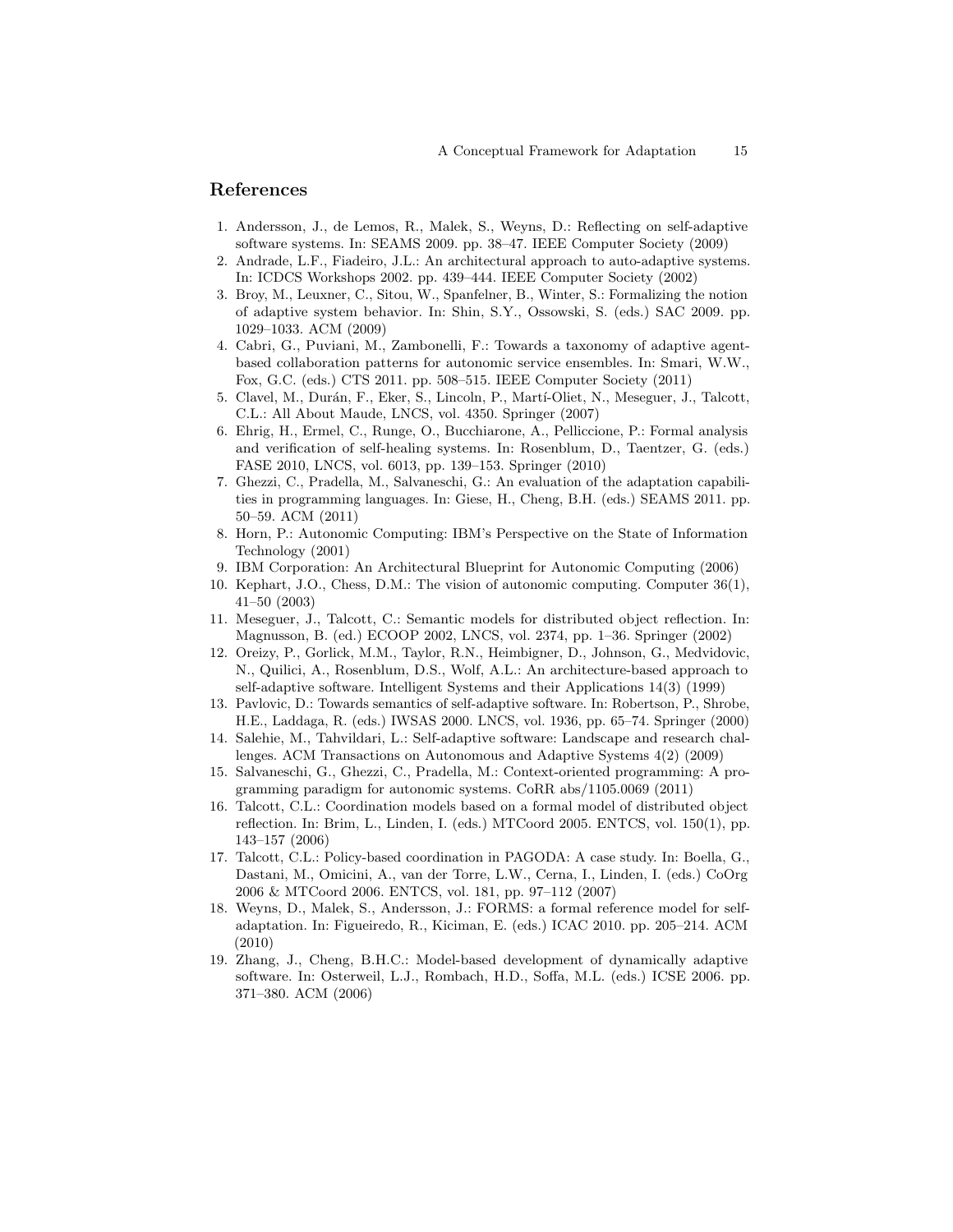## References

1. Andersson, J., de Lemos, R., Malek, S., Weyns, D.: Reflecting on self-adaptive software systems. In: SEAMS 2009. pp. 38–47. IEEE Computer Society (2009)
2. Andrade, L.F., Fiadeiro, J.L.: An architectural approach to auto-adaptive systems. In: ICDCS Workshops 2002. pp. 439–444. IEEE Computer Society (2002)
3. Broy, M., Leuxner, C., Sitou, W., Spanfelner, B., Winter, S.: Formalizing the notion of adaptive system behavior. In: Shin, S.Y., Ossowski, S. (eds.) SAC 2009. pp. 1029–1033. ACM (2009)
4. Cabri, G., Puviani, M., Zambonelli, F.: Towards a taxonomy of adaptive agent-based collaboration patterns for autonomic service ensembles. In: Smari, W.W., Fox, G.C. (eds.) CTS 2011. pp. 508–515. IEEE Computer Society (2011)
5. Clavel, M., Durán, F., Eker, S., Lincoln, P., Martí-Oliet, N., Meseguer, J., Talcott, C.L.: All About Maude, LNCS, vol. 4350. Springer (2007)
6. Ehrig, H., Ermel, C., Runge, O., Bucchiarone, A., Pelliccione, P.: Formal analysis and verification of self-healing systems. In: Rosenblum, D., Taentzer, G. (eds.) FASE 2010, LNCS, vol. 6013, pp. 139–153. Springer (2010)
7. Ghezzi, C., Pradella, M., Salvaneschi, G.: An evaluation of the adaptation capabilities in programming languages. In: Giese, H., Cheng, B.H. (eds.) SEAMS 2011. pp. 50–59. ACM (2011)
8. Horn, P.: Autonomic Computing: IBM's Perspective on the State of Information Technology (2001)
9. IBM Corporation: An Architectural Blueprint for Autonomic Computing (2006)
10. Kephart, J.O., Chess, D.M.: The vision of autonomic computing. Computer 36(1), 41–50 (2003)
11. Meseguer, J., Talcott, C.: Semantic models for distributed object reflection. In: Magnusson, B. (ed.) ECOOP 2002, LNCS, vol. 2374, pp. 1–36. Springer (2002)
12. Oreizy, P., Gorlick, M.M., Taylor, R.N., Heimbigner, D., Johnson, G., Medvidovic, N., Quilici, A., Rosenblum, D.S., Wolf, A.L.: An architecture-based approach to self-adaptive software. Intelligent Systems and their Applications 14(3) (1999)
13. Pavlovic, D.: Towards semantics of self-adaptive software. In: Robertson, P., Shrobe, H.E., Laddaga, R. (eds.) IWSAS 2000. LNCS, vol. 1936, pp. 65–74. Springer (2000)
14. Salehie, M., Tahvildari, L.: Self-adaptive software: Landscape and research challenges. ACM Transactions on Autonomous and Adaptive Systems 4(2) (2009)
15. Salvaneschi, G., Ghezzi, C., Pradella, M.: Context-oriented programming: A programming paradigm for autonomic systems. CoRR abs/1105.0069 (2011)
16. Talcott, C.L.: Coordination models based on a formal model of distributed object reflection. In: Brim, L., Linden, I. (eds.) MTCoord 2005. ENTCS, vol. 150(1), pp. 143–157 (2006)
17. Talcott, C.L.: Policy-based coordination in PAGODA: A case study. In: Boella, G., Dastani, M., Omicini, A., van der Torre, L.W., Cerna, I., Linden, I. (eds.) CoOrg 2006 & MTCoord 2006. ENTCS, vol. 181, pp. 97–112 (2007)
18. Weyns, D., Malek, S., Andersson, J.: FORMS: a formal reference model for self-adaptation. In: Figueiredo, R., Kiciman, E. (eds.) ICAC 2010. pp. 205–214. ACM (2010)
19. Zhang, J., Cheng, B.H.C.: Model-based development of dynamically adaptive software. In: Osterweil, L.J., Rombach, H.D., Soffa, M.L. (eds.) ICSE 2006. pp. 371–380. ACM (2006)